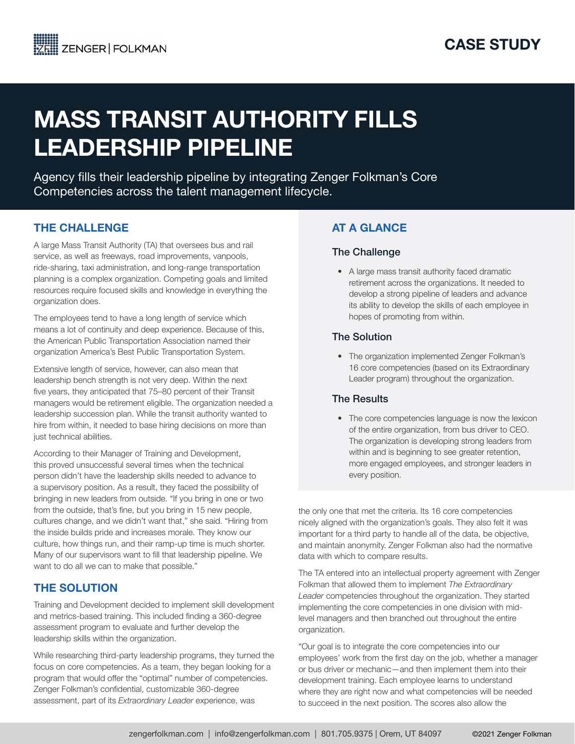ZENGER | FOLKMAN

**CASE STUDY**

# MASS TRANSIT AUTHORITY FILLS LEADERSHIP PIPELINE

Agency fills their leadership pipeline by integrating Zenger Folkman's Core Competencies across the talent management lifecycle.

## AT A GLANCE

### The Challenge

- A large mass transit authority faced dramatic retirement across the organizations. It needed to develop a strong pipeline of leaders and advance its ability to develop the skills of each employee in hopes of promoting from within.

### The Solution

- The organization implemented Zenger Folkman's 16 core competencies (based on its Extraordinary Leader program) throughout the organization.

### The Results

- The core competencies language is now the lexicon of the entire organization, from bus driver to CEO. The organization is developing strong leaders from within and is beginning to see greater retention, more engaged employees, and stronger leaders in every position.

## THE CHALLENGE

A large Mass Transit Authority (TA) that oversees bus and rail service, as well as freeways, road improvements, vanpools, ride-sharing, taxi administration, and long-range transportation planning is a complex organization. Competing goals and limited resources require focused skills and knowledge in everything the organization does.

The employees tend to have a long length of service which means a lot of continuity and deep experience. Because of this, the American Public Transportation Association named their organization America's Best Public Transportation System.

Extensive length of service, however, can also mean that leadership bench strength is not very deep. Within the next five years, they anticipated that 75–80 percent of their Transit managers would be retirement eligible. The organization needed a leadership succession plan. While the transit authority wanted to hire from within, it needed to base hiring decisions on more than just technical abilities.

According to their Manager of Training and Development, this proved unsuccessful several times when the technical person didn't have the leadership skills needed to advance to a supervisory position. As a result, they faced the possibility of bringing in new leaders from outside. "If you bring in one or two from the outside, that's fine, but you bring in 15 new people, cultures change, and we didn't want that," she said. "Hiring from the inside builds pride and increases morale. They know our culture, how things run, and their ramp-up time is much shorter. Many of our supervisors want to fill that leadership pipeline. We want to do all we can to make that possible."

## THE SOLUTION

Training and Development decided to implement skill development and metrics-based training. This included finding a 360-degree assessment program to evaluate and further develop the leadership skills within the organization.

While researching third-party leadership programs, they turned the focus on core competencies. As a team, they began looking for a program that would offer the "optimal" number of competencies. Zenger Folkman's confidential, customizable 360-degree assessment, part of its *Extraordinary Leader* experience, was the only one that met the criteria. Its 16 core competencies nicely aligned with the organization's goals. They also felt it was important for a third party to handle all of the data, be objective, and maintain anonymity. Zenger Folkman also had the normative data with which to compare results.

The TA entered into an intellectual property agreement with Zenger Folkman that allowed them to implement *The Extraordinary Leader* competencies throughout the organization. They started implementing the core competencies in one division with mid-level managers and then branched out throughout the entire organization.

"Our goal is to integrate the core competencies into our employees' work from the first day on the job, whether a manager or bus driver or mechanic—and then implement them into their development training. Each employee learns to understand where they are right now and what competencies will be needed to succeed in the next position. The scores also allow the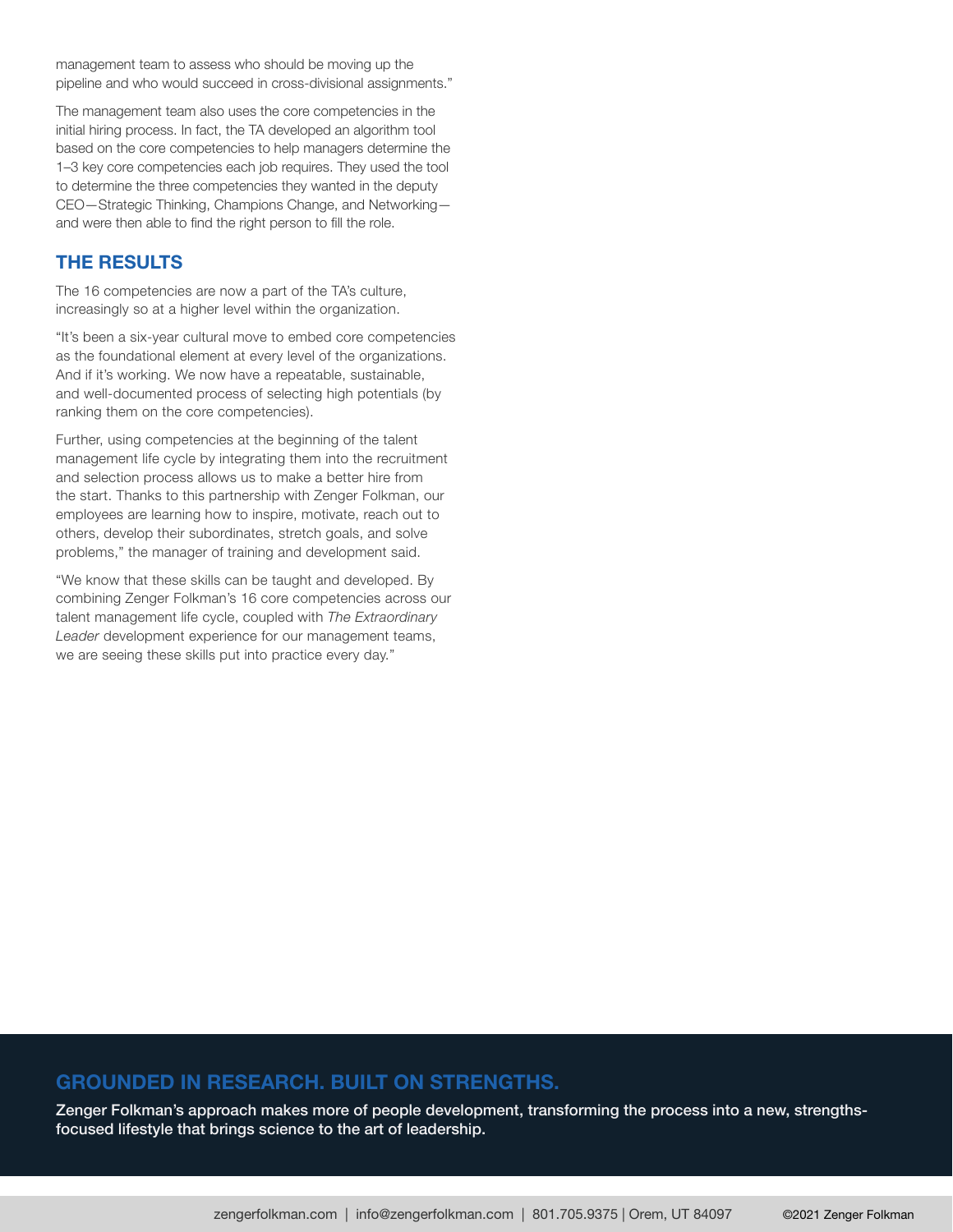management team to assess who should be moving up the pipeline and who would succeed in cross-divisional assignments."

The management team also uses the core competencies in the initial hiring process. In fact, the TA developed an algorithm tool based on the core competencies to help managers determine the 1–3 key core competencies each job requires. They used the tool to determine the three competencies they wanted in the deputy CEO—Strategic Thinking, Champions Change, and Networking—and were then able to find the right person to fill the role.

## THE RESULTS

The 16 competencies are now a part of the TA's culture, increasingly so at a higher level within the organization.

"It's been a six-year cultural move to embed core competencies as the foundational element at every level of the organizations. And if it's working. We now have a repeatable, sustainable, and well-documented process of selecting high potentials (by ranking them on the core competencies).

Further, using competencies at the beginning of the talent management life cycle by integrating them into the recruitment and selection process allows us to make a better hire from the start. Thanks to this partnership with Zenger Folkman, our employees are learning how to inspire, motivate, reach out to others, develop their subordinates, stretch goals, and solve problems," the manager of training and development said.

"We know that these skills can be taught and developed. By combining Zenger Folkman's 16 core competencies across our talent management life cycle, coupled with *The Extraordinary Leader* development experience for our management teams, we are seeing these skills put into practice every day."

## GROUNDED IN RESEARCH. BUILT ON STRENGTHS.

**Zenger Folkman's approach makes more of people development, transforming the process into a new, strengths-focused lifestyle that brings science to the art of leadership.**

zengerfolkman.com | info@zengerfolkman.com | 801.705.9375 | Orem, UT 84097

©2021 Zenger Folkman